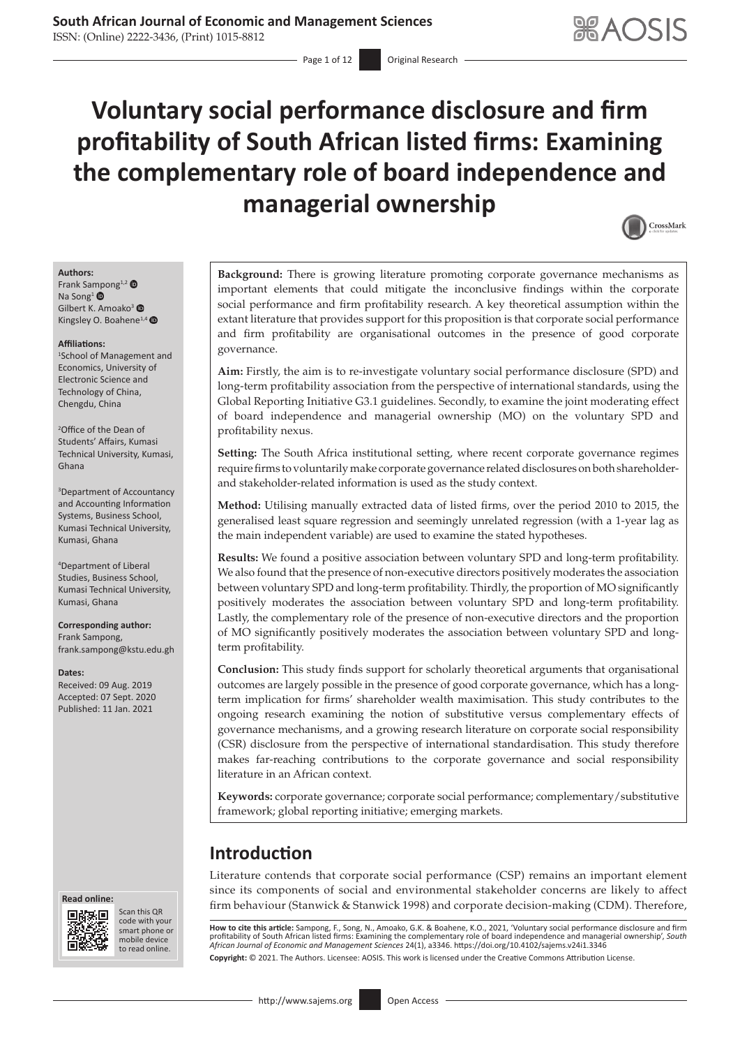# Voluntary social performance disclosure and firm profitability of South African listed firms: Examining the complementary role of board independence and managerial ownership

**Authors:**
Frank Sampong[1,2]
Na Song[1]
Gilbert K. Amoako[3]
Kingsley O. Boahene[1,4]

**Affiliations:**
[1]School of Management and Economics, University of Electronic Science and Technology of China, Chengdu, China

[2]Office of the Dean of Students' Affairs, Kumasi Technical University, Kumasi, Ghana

[3]Department of Accountancy and Accounting Information Systems, Business School, Kumasi Technical University, Kumasi, Ghana

[4]Department of Liberal Studies, Business School, Kumasi Technical University, Kumasi, Ghana

**Corresponding author:**
Frank Sampong,
frank.sampong@kstu.edu.gh

**Dates:**
Received: 09 Aug. 2019
Accepted: 07 Sept. 2020
Published: 11 Jan. 2021

**Background:** There is growing literature promoting corporate governance mechanisms as important elements that could mitigate the inconclusive findings within the corporate social performance and firm profitability research. A key theoretical assumption within the extant literature that provides support for this proposition is that corporate social performance and firm profitability are organisational outcomes in the presence of good corporate governance.

**Aim:** Firstly, the aim is to re-investigate voluntary social performance disclosure (SPD) and long-term profitability association from the perspective of international standards, using the Global Reporting Initiative G3.1 guidelines. Secondly, to examine the joint moderating effect of board independence and managerial ownership (MO) on the voluntary SPD and profitability nexus.

**Setting:** The South Africa institutional setting, where recent corporate governance regimes require firms to voluntarily make corporate governance related disclosures on both shareholder- and stakeholder-related information is used as the study context.

**Method:** Utilising manually extracted data of listed firms, over the period 2010 to 2015, the generalised least square regression and seemingly unrelated regression (with a 1-year lag as the main independent variable) are used to examine the stated hypotheses.

**Results:** We found a positive association between voluntary SPD and long-term profitability. We also found that the presence of non-executive directors positively moderates the association between voluntary SPD and long-term profitability. Thirdly, the proportion of MO significantly positively moderates the association between voluntary SPD and long-term profitability. Lastly, the complementary role of the presence of non-executive directors and the proportion of MO significantly positively moderates the association between voluntary SPD and long-term profitability.

**Conclusion:** This study finds support for scholarly theoretical arguments that organisational outcomes are largely possible in the presence of good corporate governance, which has a long-term implication for firms' shareholder wealth maximisation. This study contributes to the ongoing research examining the notion of substitutive versus complementary effects of governance mechanisms, and a growing research literature on corporate social responsibility (CSR) disclosure from the perspective of international standardisation. This study therefore makes far-reaching contributions to the corporate governance and social responsibility literature in an African context.

**Keywords:** corporate governance; corporate social performance; complementary/substitutive framework; global reporting initiative; emerging markets.

## Introduction

Literature contends that corporate social performance (CSP) remains an important element since its components of social and environmental stakeholder concerns are likely to affect firm behaviour (Stanwick & Stanwick 1998) and corporate decision-making (CDM). Therefore,

**How to cite this article:** Sampong, F., Song, N., Amoako, G.K. & Boahene, K.O., 2021, 'Voluntary social performance disclosure and firm profitability of South African listed firms: Examining the complementary role of board independence and managerial ownership', *South African Journal of Economic and Management Sciences* 24(1), a3346. https://doi.org/10.4102/sajems.v24i1.3346

**Copyright:** © 2021. The Authors. Licensee: AOSIS. This work is licensed under the Creative Commons Attribution License.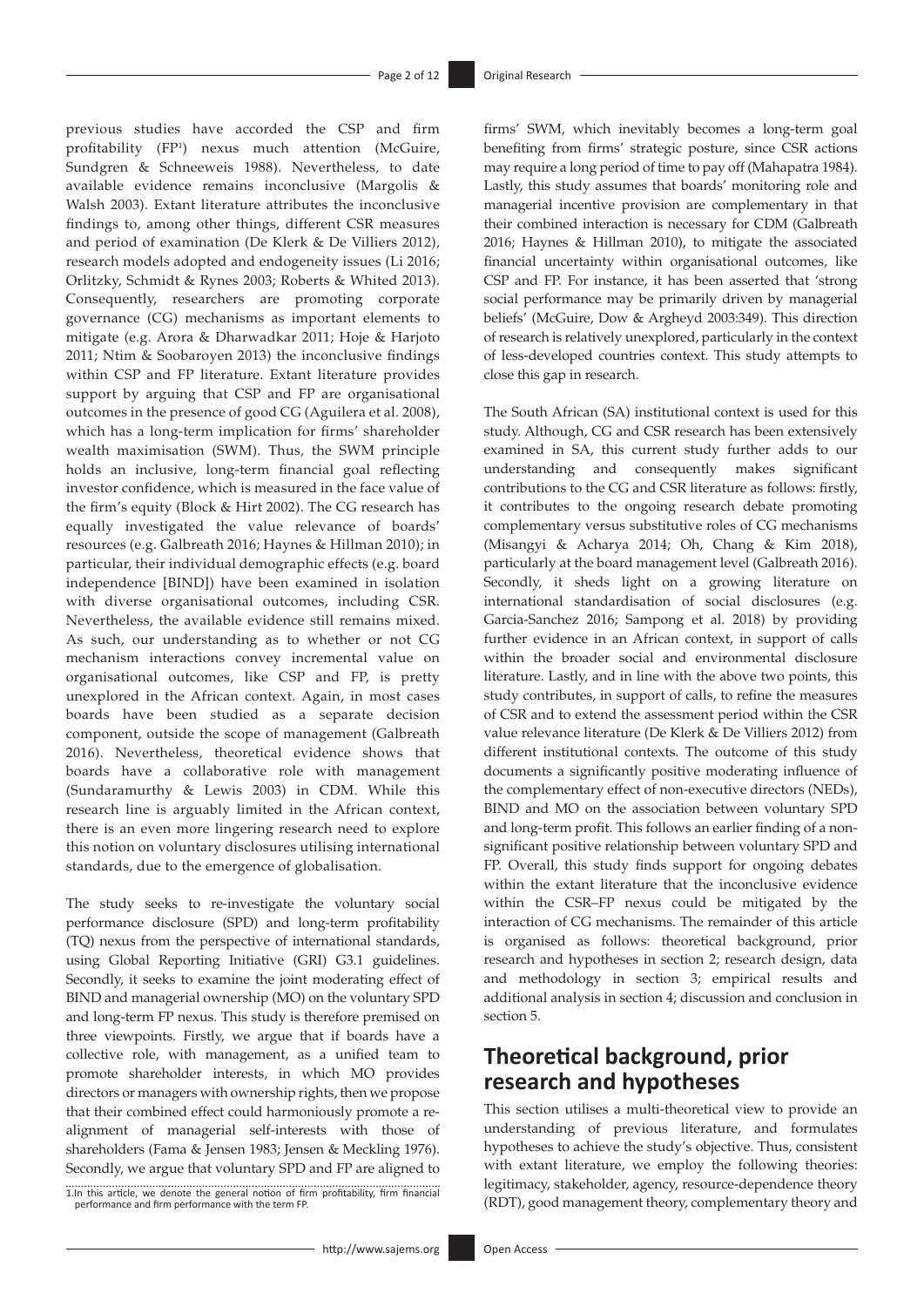previous studies have accorded the CSP and firm profitability (FP[1]) nexus much attention (McGuire, Sundgren & Schneeweis 1988). Nevertheless, to date available evidence remains inconclusive (Margolis & Walsh 2003). Extant literature attributes the inconclusive findings to, among other things, different CSR measures and period of examination (De Klerk & De Villiers 2012), research models adopted and endogeneity issues (Li 2016; Orlitzky, Schmidt & Rynes 2003; Roberts & Whited 2013). Consequently, researchers are promoting corporate governance (CG) mechanisms as important elements to mitigate (e.g. Arora & Dharwadkar 2011; Hoje & Harjoto 2011; Ntim & Soobaroyen 2013) the inconclusive findings within CSP and FP literature. Extant literature provides support by arguing that CSP and FP are organisational outcomes in the presence of good CG (Aguilera et al. 2008), which has a long-term implication for firms' shareholder wealth maximisation (SWM). Thus, the SWM principle holds an inclusive, long-term financial goal reflecting investor confidence, which is measured in the face value of the firm's equity (Block & Hirt 2002). The CG research has equally investigated the value relevance of boards' resources (e.g. Galbreath 2016; Haynes & Hillman 2010); in particular, their individual demographic effects (e.g. board independence [BIND]) have been examined in isolation with diverse organisational outcomes, including CSR. Nevertheless, the available evidence still remains mixed. As such, our understanding as to whether or not CG mechanism interactions convey incremental value on organisational outcomes, like CSP and FP, is pretty unexplored in the African context. Again, in most cases boards have been studied as a separate decision component, outside the scope of management (Galbreath 2016). Nevertheless, theoretical evidence shows that boards have a collaborative role with management (Sundaramurthy & Lewis 2003) in CDM. While this research line is arguably limited in the African context, there is an even more lingering research need to explore this notion on voluntary disclosures utilising international standards, due to the emergence of globalisation.

The study seeks to re-investigate the voluntary social performance disclosure (SPD) and long-term profitability (TQ) nexus from the perspective of international standards, using Global Reporting Initiative (GRI) G3.1 guidelines. Secondly, it seeks to examine the joint moderating effect of BIND and managerial ownership (MO) on the voluntary SPD and long-term FP nexus. This study is therefore premised on three viewpoints. Firstly, we argue that if boards have a collective role, with management, as a unified team to promote shareholder interests, in which MO provides directors or managers with ownership rights, then we propose that their combined effect could harmoniously promote a re-alignment of managerial self-interests with those of shareholders (Fama & Jensen 1983; Jensen & Meckling 1976). Secondly, we argue that voluntary SPD and FP are aligned to firms' SWM, which inevitably becomes a long-term goal benefiting from firms' strategic posture, since CSR actions may require a long period of time to pay off (Mahapatra 1984). Lastly, this study assumes that boards' monitoring role and managerial incentive provision are complementary in that their combined interaction is necessary for CDM (Galbreath 2016; Haynes & Hillman 2010), to mitigate the associated financial uncertainty within organisational outcomes, like CSP and FP. For instance, it has been asserted that 'strong social performance may be primarily driven by managerial beliefs' (McGuire, Dow & Argheyd 2003:349). This direction of research is relatively unexplored, particularly in the context of less-developed countries context. This study attempts to close this gap in research.

The South African (SA) institutional context is used for this study. Although, CG and CSR research has been extensively examined in SA, this current study further adds to our understanding and consequently makes significant contributions to the CG and CSR literature as follows: firstly, it contributes to the ongoing research debate promoting complementary versus substitutive roles of CG mechanisms (Misangyi & Acharya 2014; Oh, Chang & Kim 2018), particularly at the board management level (Galbreath 2016). Secondly, it sheds light on a growing literature on international standardisation of social disclosures (e.g. Garcia-Sanchez 2016; Sampong et al. 2018) by providing further evidence in an African context, in support of calls within the broader social and environmental disclosure literature. Lastly, and in line with the above two points, this study contributes, in support of calls, to refine the measures of CSR and to extend the assessment period within the CSR value relevance literature (De Klerk & De Villiers 2012) from different institutional contexts. The outcome of this study documents a significantly positive moderating influence of the complementary effect of non-executive directors (NEDs), BIND and MO on the association between voluntary SPD and long-term profit. This follows an earlier finding of a non-significant positive relationship between voluntary SPD and FP. Overall, this study finds support for ongoing debates within the extant literature that the inconclusive evidence within the CSR–FP nexus could be mitigated by the interaction of CG mechanisms. The remainder of this article is organised as follows: theoretical background, prior research and hypotheses in section 2; research design, data and methodology in section 3; empirical results and additional analysis in section 4; discussion and conclusion in section 5.

## Theoretical background, prior research and hypotheses

This section utilises a multi-theoretical view to provide an understanding of previous literature, and formulates hypotheses to achieve the study's objective. Thus, consistent with extant literature, we employ the following theories: legitimacy, stakeholder, agency, resource-dependence theory (RDT), good management theory, complementary theory and

1. In this article, we denote the general notion of firm profitability, firm financial performance and firm performance with the term FP.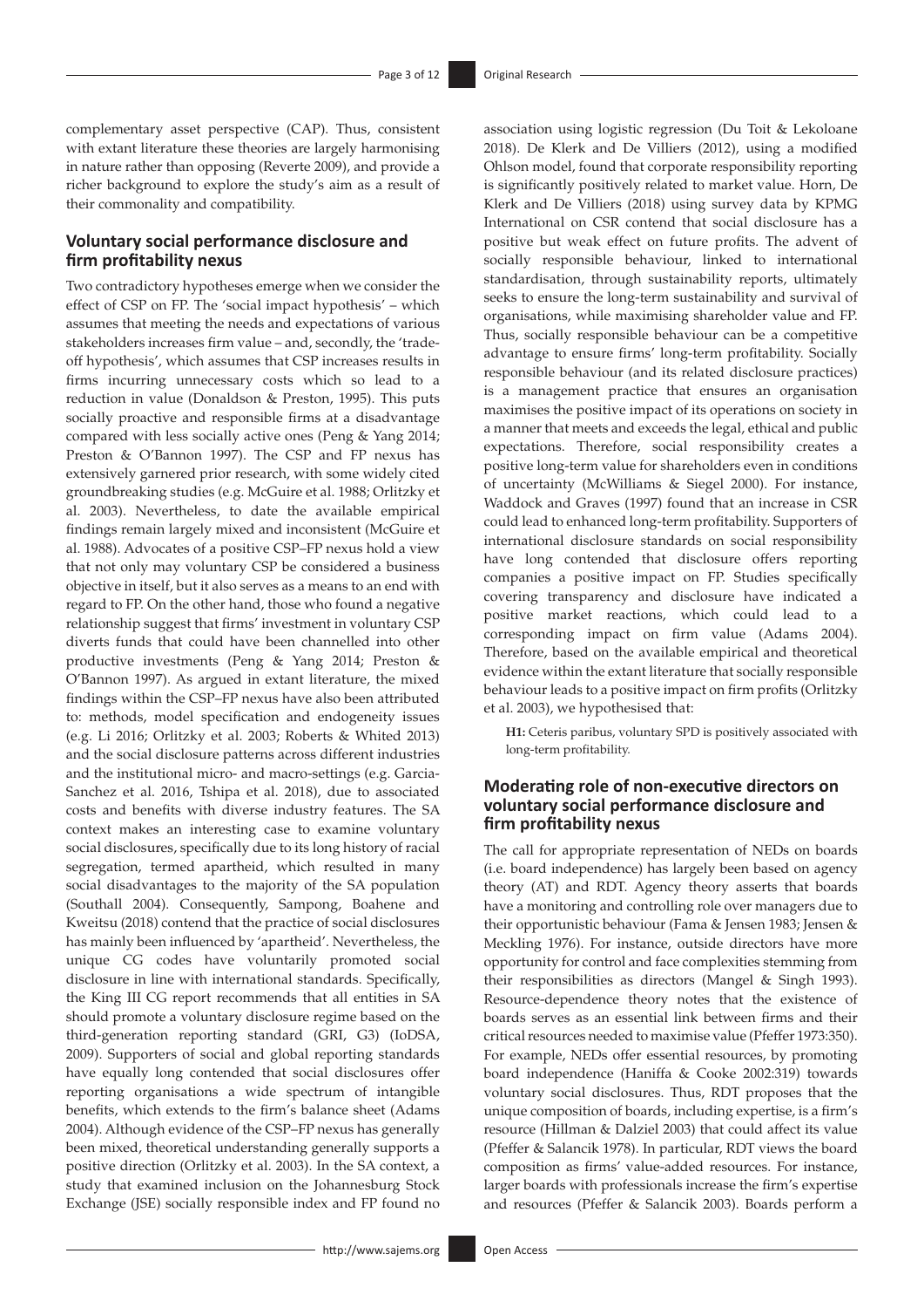complementary asset perspective (CAP). Thus, consistent with extant literature these theories are largely harmonising in nature rather than opposing (Reverte 2009), and provide a richer background to explore the study's aim as a result of their commonality and compatibility.

## Voluntary social performance disclosure and firm profitability nexus

Two contradictory hypotheses emerge when we consider the effect of CSP on FP. The 'social impact hypothesis' – which assumes that meeting the needs and expectations of various stakeholders increases firm value – and, secondly, the 'trade-off hypothesis', which assumes that CSP increases results in firms incurring unnecessary costs which so lead to a reduction in value (Donaldson & Preston, 1995). This puts socially proactive and responsible firms at a disadvantage compared with less socially active ones (Peng & Yang 2014; Preston & O'Bannon 1997). The CSP and FP nexus has extensively garnered prior research, with some widely cited groundbreaking studies (e.g. McGuire et al. 1988; Orlitzky et al. 2003). Nevertheless, to date the available empirical findings remain largely mixed and inconsistent (McGuire et al. 1988). Advocates of a positive CSP–FP nexus hold a view that not only may voluntary CSP be considered a business objective in itself, but it also serves as a means to an end with regard to FP. On the other hand, those who found a negative relationship suggest that firms' investment in voluntary CSP diverts funds that could have been channelled into other productive investments (Peng & Yang 2014; Preston & O'Bannon 1997). As argued in extant literature, the mixed findings within the CSP–FP nexus have also been attributed to: methods, model specification and endogeneity issues (e.g. Li 2016; Orlitzky et al. 2003; Roberts & Whited 2013) and the social disclosure patterns across different industries and the institutional micro- and macro-settings (e.g. Garcia-Sanchez et al. 2016, Tshipa et al. 2018), due to associated costs and benefits with diverse industry features. The SA context makes an interesting case to examine voluntary social disclosures, specifically due to its long history of racial segregation, termed apartheid, which resulted in many social disadvantages to the majority of the SA population (Southall 2004). Consequently, Sampong, Boahene and Kweitsu (2018) contend that the practice of social disclosures has mainly been influenced by 'apartheid'. Nevertheless, the unique CG codes have voluntarily promoted social disclosure in line with international standards. Specifically, the King III CG report recommends that all entities in SA should promote a voluntary disclosure regime based on the third-generation reporting standard (GRI, G3) (IoDSA, 2009). Supporters of social and global reporting standards have equally long contended that social disclosures offer reporting organisations a wide spectrum of intangible benefits, which extends to the firm's balance sheet (Adams 2004). Although evidence of the CSP–FP nexus has generally been mixed, theoretical understanding generally supports a positive direction (Orlitzky et al. 2003). In the SA context, a study that examined inclusion on the Johannesburg Stock Exchange (JSE) socially responsible index and FP found no association using logistic regression (Du Toit & Lekoloane 2018). De Klerk and De Villiers (2012), using a modified Ohlson model, found that corporate responsibility reporting is significantly positively related to market value. Horn, De Klerk and De Villiers (2018) using survey data by KPMG International on CSR contend that social disclosure has a positive but weak effect on future profits. The advent of socially responsible behaviour, linked to international standardisation, through sustainability reports, ultimately seeks to ensure the long-term sustainability and survival of organisations, while maximising shareholder value and FP. Thus, socially responsible behaviour can be a competitive advantage to ensure firms' long-term profitability. Socially responsible behaviour (and its related disclosure practices) is a management practice that ensures an organisation maximises the positive impact of its operations on society in a manner that meets and exceeds the legal, ethical and public expectations. Therefore, social responsibility creates a positive long-term value for shareholders even in conditions of uncertainty (McWilliams & Siegel 2000). For instance, Waddock and Graves (1997) found that an increase in CSR could lead to enhanced long-term profitability. Supporters of international disclosure standards on social responsibility have long contended that disclosure offers reporting companies a positive impact on FP. Studies specifically covering transparency and disclosure have indicated a positive market reactions, which could lead to a corresponding impact on firm value (Adams 2004). Therefore, based on the available empirical and theoretical evidence within the extant literature that socially responsible behaviour leads to a positive impact on firm profits (Orlitzky et al. 2003), we hypothesised that:

> **H1:** Ceteris paribus, voluntary SPD is positively associated with long-term profitability.

## Moderating role of non-executive directors on voluntary social performance disclosure and firm profitability nexus

The call for appropriate representation of NEDs on boards (i.e. board independence) has largely been based on agency theory (AT) and RDT. Agency theory asserts that boards have a monitoring and controlling role over managers due to their opportunistic behaviour (Fama & Jensen 1983; Jensen & Meckling 1976). For instance, outside directors have more opportunity for control and face complexities stemming from their responsibilities as directors (Mangel & Singh 1993). Resource-dependence theory notes that the existence of boards serves as an essential link between firms and their critical resources needed to maximise value (Pfeffer 1973:350). For example, NEDs offer essential resources, by promoting board independence (Haniffa & Cooke 2002:319) towards voluntary social disclosures. Thus, RDT proposes that the unique composition of boards, including expertise, is a firm's resource (Hillman & Dalziel 2003) that could affect its value (Pfeffer & Salancik 1978). In particular, RDT views the board composition as firms' value-added resources. For instance, larger boards with professionals increase the firm's expertise and resources (Pfeffer & Salancik 2003). Boards perform a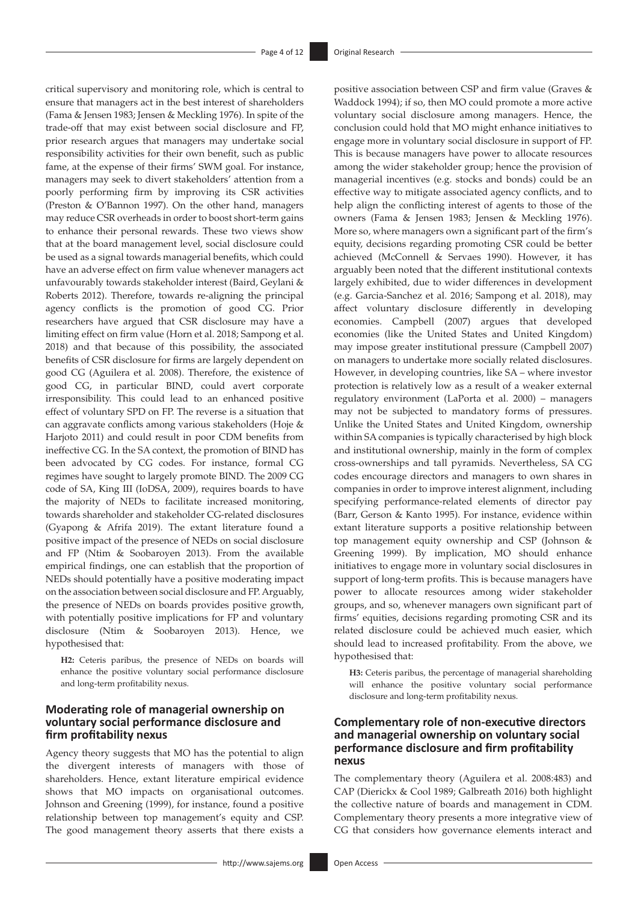critical supervisory and monitoring role, which is central to ensure that managers act in the best interest of shareholders (Fama & Jensen 1983; Jensen & Meckling 1976). In spite of the trade-off that may exist between social disclosure and FP, prior research argues that managers may undertake social responsibility activities for their own benefit, such as public fame, at the expense of their firms' SWM goal. For instance, managers may seek to divert stakeholders' attention from a poorly performing firm by improving its CSR activities (Preston & O'Bannon 1997). On the other hand, managers may reduce CSR overheads in order to boost short-term gains to enhance their personal rewards. These two views show that at the board management level, social disclosure could be used as a signal towards managerial benefits, which could have an adverse effect on firm value whenever managers act unfavourably towards stakeholder interest (Baird, Geylani & Roberts 2012). Therefore, towards re-aligning the principal agency conflicts is the promotion of good CG. Prior researchers have argued that CSR disclosure may have a limiting effect on firm value (Horn et al. 2018; Sampong et al. 2018) and that because of this possibility, the associated benefits of CSR disclosure for firms are largely dependent on good CG (Aguilera et al. 2008). Therefore, the existence of good CG, in particular BIND, could avert corporate irresponsibility. This could lead to an enhanced positive effect of voluntary SPD on FP. The reverse is a situation that can aggravate conflicts among various stakeholders (Hoje & Harjoto 2011) and could result in poor CDM benefits from ineffective CG. In the SA context, the promotion of BIND has been advocated by CG codes. For instance, formal CG regimes have sought to largely promote BIND. The 2009 CG code of SA, King III (IoDSA, 2009), requires boards to have the majority of NEDs to facilitate increased monitoring, towards shareholder and stakeholder CG-related disclosures (Gyapong & Afrifa 2019). The extant literature found a positive impact of the presence of NEDs on social disclosure and FP (Ntim & Soobaroyen 2013). From the available empirical findings, one can establish that the proportion of NEDs should potentially have a positive moderating impact on the association between social disclosure and FP. Arguably, the presence of NEDs on boards provides positive growth, with potentially positive implications for FP and voluntary disclosure (Ntim & Soobaroyen 2013). Hence, we hypothesised that:

> **H2:** Ceteris paribus, the presence of NEDs on boards will enhance the positive voluntary social performance disclosure and long-term profitability nexus.

### Moderating role of managerial ownership on voluntary social performance disclosure and firm profitability nexus

Agency theory suggests that MO has the potential to align the divergent interests of managers with those of shareholders. Hence, extant literature empirical evidence shows that MO impacts on organisational outcomes. Johnson and Greening (1999), for instance, found a positive relationship between top management's equity and CSP. The good management theory asserts that there exists a positive association between CSP and firm value (Graves & Waddock 1994); if so, then MO could promote a more active voluntary social disclosure among managers. Hence, the conclusion could hold that MO might enhance initiatives to engage more in voluntary social disclosure in support of FP. This is because managers have power to allocate resources among the wider stakeholder group; hence the provision of managerial incentives (e.g. stocks and bonds) could be an effective way to mitigate associated agency conflicts, and to help align the conflicting interest of agents to those of the owners (Fama & Jensen 1983; Jensen & Meckling 1976). More so, where managers own a significant part of the firm's equity, decisions regarding promoting CSR could be better achieved (McConnell & Servaes 1990). However, it has arguably been noted that the different institutional contexts largely exhibited, due to wider differences in development (e.g. Garcia-Sanchez et al. 2016; Sampong et al. 2018), may affect voluntary disclosure differently in developing economies. Campbell (2007) argues that developed economies (like the United States and United Kingdom) may impose greater institutional pressure (Campbell 2007) on managers to undertake more socially related disclosures. However, in developing countries, like SA – where investor protection is relatively low as a result of a weaker external regulatory environment (LaPorta et al. 2000) – managers may not be subjected to mandatory forms of pressures. Unlike the United States and United Kingdom, ownership within SA companies is typically characterised by high block and institutional ownership, mainly in the form of complex cross-ownerships and tall pyramids. Nevertheless, SA CG codes encourage directors and managers to own shares in companies in order to improve interest alignment, including specifying performance-related elements of director pay (Barr, Gerson & Kanto 1995). For instance, evidence within extant literature supports a positive relationship between top management equity ownership and CSP (Johnson & Greening 1999). By implication, MO should enhance initiatives to engage more in voluntary social disclosures in support of long-term profits. This is because managers have power to allocate resources among wider stakeholder groups, and so, whenever managers own significant part of firms' equities, decisions regarding promoting CSR and its related disclosure could be achieved much easier, which should lead to increased profitability. From the above, we hypothesised that:

> **H3:** Ceteris paribus, the percentage of managerial shareholding will enhance the positive voluntary social performance disclosure and long-term profitability nexus.

### Complementary role of non-executive directors and managerial ownership on voluntary social performance disclosure and firm profitability nexus

The complementary theory (Aguilera et al. 2008:483) and CAP (Dierickx & Cool 1989; Galbreath 2016) both highlight the collective nature of boards and management in CDM. Complementary theory presents a more integrative view of CG that considers how governance elements interact and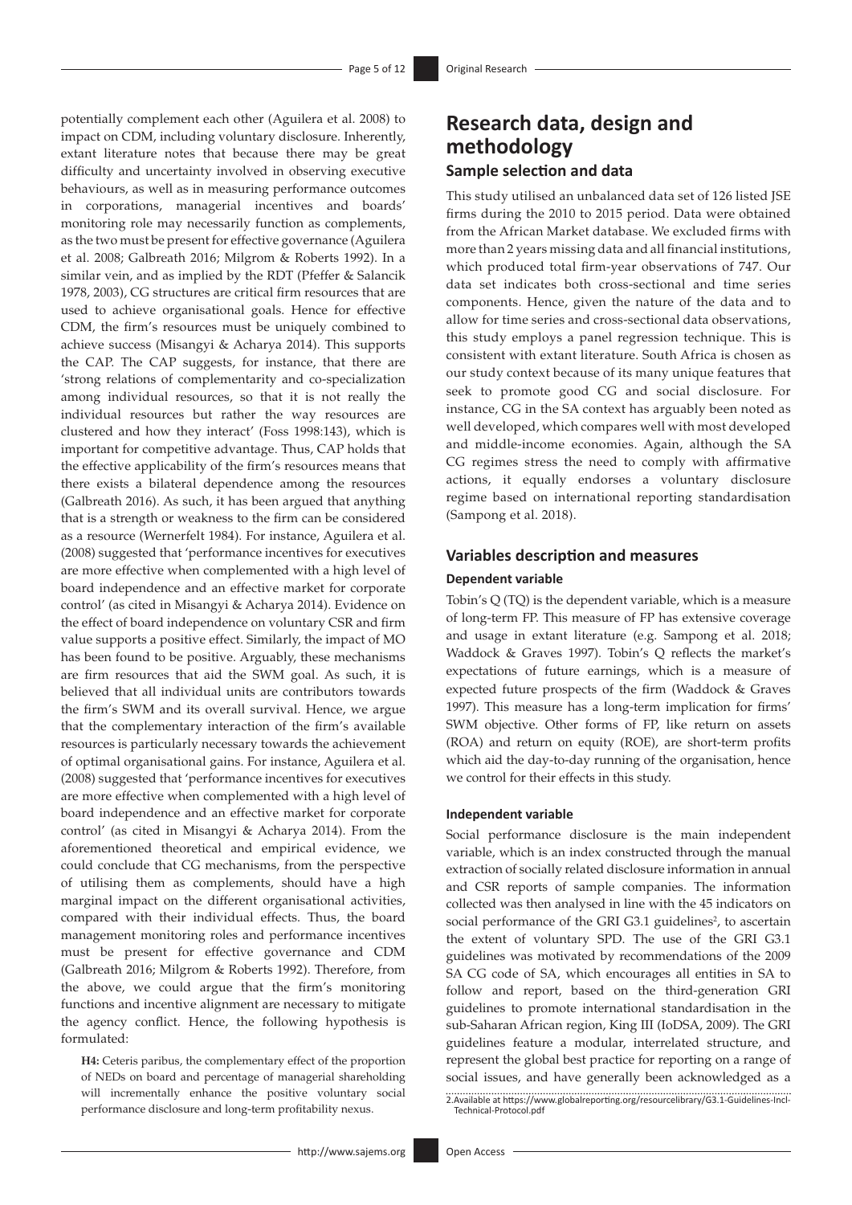potentially complement each other (Aguilera et al. 2008) to impact on CDM, including voluntary disclosure. Inherently, extant literature notes that because there may be great difficulty and uncertainty involved in observing executive behaviours, as well as in measuring performance outcomes in corporations, managerial incentives and boards' monitoring role may necessarily function as complements, as the two must be present for effective governance (Aguilera et al. 2008; Galbreath 2016; Milgrom & Roberts 1992). In a similar vein, and as implied by the RDT (Pfeffer & Salancik 1978, 2003), CG structures are critical firm resources that are used to achieve organisational goals. Hence for effective CDM, the firm's resources must be uniquely combined to achieve success (Misangyi & Acharya 2014). This supports the CAP. The CAP suggests, for instance, that there are 'strong relations of complementarity and co-specialization among individual resources, so that it is not really the individual resources but rather the way resources are clustered and how they interact' (Foss 1998:143), which is important for competitive advantage. Thus, CAP holds that the effective applicability of the firm's resources means that there exists a bilateral dependence among the resources (Galbreath 2016). As such, it has been argued that anything that is a strength or weakness to the firm can be considered as a resource (Wernerfelt 1984). For instance, Aguilera et al. (2008) suggested that 'performance incentives for executives are more effective when complemented with a high level of board independence and an effective market for corporate control' (as cited in Misangyi & Acharya 2014). Evidence on the effect of board independence on voluntary CSR and firm value supports a positive effect. Similarly, the impact of MO has been found to be positive. Arguably, these mechanisms are firm resources that aid the SWM goal. As such, it is believed that all individual units are contributors towards the firm's SWM and its overall survival. Hence, we argue that the complementary interaction of the firm's available resources is particularly necessary towards the achievement of optimal organisational gains. For instance, Aguilera et al. (2008) suggested that 'performance incentives for executives are more effective when complemented with a high level of board independence and an effective market for corporate control' (as cited in Misangyi & Acharya 2014). From the aforementioned theoretical and empirical evidence, we could conclude that CG mechanisms, from the perspective of utilising them as complements, should have a high marginal impact on the different organisational activities, compared with their individual effects. Thus, the board management monitoring roles and performance incentives must be present for effective governance and CDM (Galbreath 2016; Milgrom & Roberts 1992). Therefore, from the above, we could argue that the firm's monitoring functions and incentive alignment are necessary to mitigate the agency conflict. Hence, the following hypothesis is formulated:

**H4:** Ceteris paribus, the complementary effect of the proportion of NEDs on board and percentage of managerial shareholding will incrementally enhance the positive voluntary social performance disclosure and long-term profitability nexus.

# Research data, design and methodology

## Sample selection and data

This study utilised an unbalanced data set of 126 listed JSE firms during the 2010 to 2015 period. Data were obtained from the African Market database. We excluded firms with more than 2 years missing data and all financial institutions, which produced total firm-year observations of 747. Our data set indicates both cross-sectional and time series components. Hence, given the nature of the data and to allow for time series and cross-sectional data observations, this study employs a panel regression technique. This is consistent with extant literature. South Africa is chosen as our study context because of its many unique features that seek to promote good CG and social disclosure. For instance, CG in the SA context has arguably been noted as well developed, which compares well with most developed and middle-income economies. Again, although the SA CG regimes stress the need to comply with affirmative actions, it equally endorses a voluntary disclosure regime based on international reporting standardisation (Sampong et al. 2018).

## Variables description and measures

### Dependent variable

Tobin's Q (TQ) is the dependent variable, which is a measure of long-term FP. This measure of FP has extensive coverage and usage in extant literature (e.g. Sampong et al. 2018; Waddock & Graves 1997). Tobin's Q reflects the market's expectations of future earnings, which is a measure of expected future prospects of the firm (Waddock & Graves 1997). This measure has a long-term implication for firms' SWM objective. Other forms of FP, like return on assets (ROA) and return on equity (ROE), are short-term profits which aid the day-to-day running of the organisation, hence we control for their effects in this study.

### Independent variable

Social performance disclosure is the main independent variable, which is an index constructed through the manual extraction of socially related disclosure information in annual and CSR reports of sample companies. The information collected was then analysed in line with the 45 indicators on social performance of the GRI G3.1 guidelines[2], to ascertain the extent of voluntary SPD. The use of the GRI G3.1 guidelines was motivated by recommendations of the 2009 SA CG code of SA, which encourages all entities in SA to follow and report, based on the third-generation GRI guidelines to promote international standardisation in the sub-Saharan African region, King III (IoDSA, 2009). The GRI guidelines feature a modular, interrelated structure, and represent the global best practice for reporting on a range of social issues, and have generally been acknowledged as a

2. Available at https://www.globalreporting.org/resourcelibrary/G3.1-Guidelines-Incl-Technical-Protocol.pdf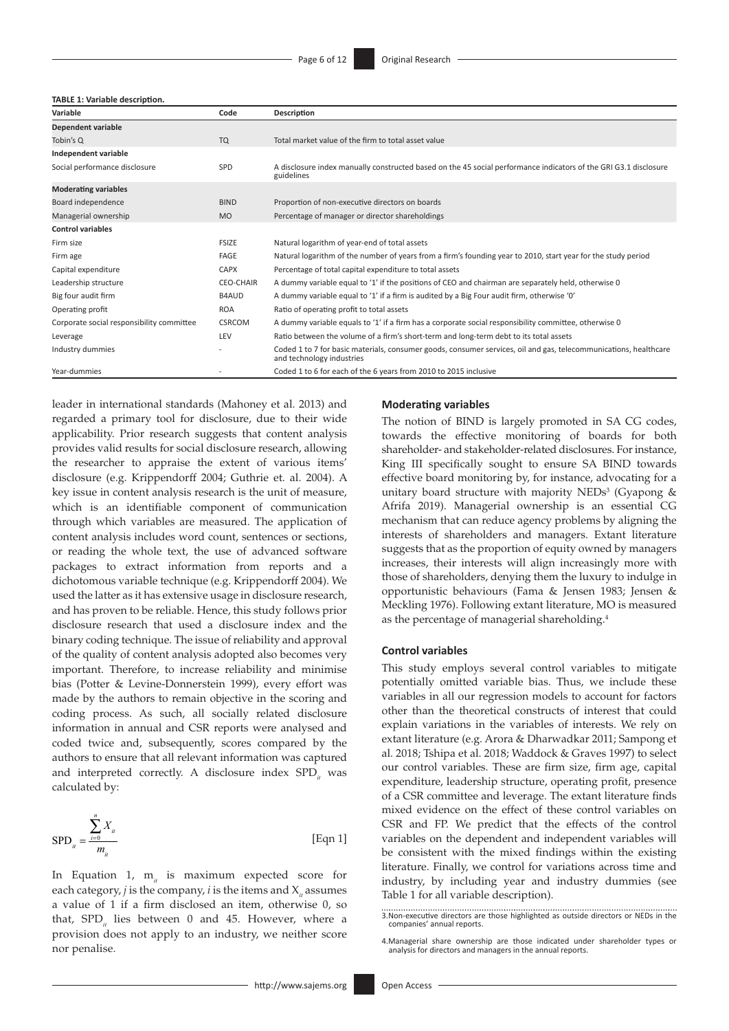**TABLE 1:** Variable description.

| Variable | Code | Description |
|---|---|---|
| **Dependent variable** | | |
| Tobin's Q | TQ | Total market value of the firm to total asset value |
| **Independent variable** | | |
| Social performance disclosure | SPD | A disclosure index manually constructed based on the 45 social performance indicators of the GRI G3.1 disclosure guidelines |
| **Moderating variables** | | |
| Board independence | BIND | Proportion of non-executive directors on boards |
| Managerial ownership | MO | Percentage of manager or director shareholdings |
| **Control variables** | | |
| Firm size | FSIZE | Natural logarithm of year-end of total assets |
| Firm age | FAGE | Natural logarithm of the number of years from a firm's founding year to 2010, start year for the study period |
| Capital expenditure | CAPX | Percentage of total capital expenditure to total assets |
| Leadership structure | CEO-CHAIR | A dummy variable equal to '1' if the positions of CEO and chairman are separately held, otherwise 0 |
| Big four audit firm | B4AUD | A dummy variable equal to '1' if a firm is audited by a Big Four audit firm, otherwise '0' |
| Operating profit | ROA | Ratio of operating profit to total assets |
| Corporate social responsibility committee | CSRCOM | A dummy variable equals to '1' if a firm has a corporate social responsibility committee, otherwise 0 |
| Leverage | LEV | Ratio between the volume of a firm's short-term and long-term debt to its total assets |
| Industry dummies | - | Coded 1 to 7 for basic materials, consumer goods, consumer services, oil and gas, telecommunications, healthcare and technology industries |
| Year-dummies | - | Coded 1 to 6 for each of the 6 years from 2010 to 2015 inclusive |

leader in international standards (Mahoney et al. 2013) and regarded a primary tool for disclosure, due to their wide applicability. Prior research suggests that content analysis provides valid results for social disclosure research, allowing the researcher to appraise the extent of various items' disclosure (e.g. Krippendorff 2004; Guthrie et. al. 2004). A key issue in content analysis research is the unit of measure, which is an identifiable component of communication through which variables are measured. The application of content analysis includes word count, sentences or sections, or reading the whole text, the use of advanced software packages to extract information from reports and a dichotomous variable technique (e.g. Krippendorff 2004). We used the latter as it has extensive usage in disclosure research, and has proven to be reliable. Hence, this study follows prior disclosure research that used a disclosure index and the binary coding technique. The issue of reliability and approval of the quality of content analysis adopted also becomes very important. Therefore, to increase reliability and minimise bias (Potter & Levine-Donnerstein 1999), every effort was made by the authors to remain objective in the scoring and coding process. As such, all socially related disclosure information in annual and CSR reports were analysed and coded twice and, subsequently, scores compared by the authors to ensure that all relevant information was captured and interpreted correctly. A disclosure index $SPD_{it}$ was calculated by:

$$SPD_{it} = \frac{\sum_{i=0}^{n} X_{it}}{m_{it}} \qquad \text{[Eqn 1]}$$

In Equation 1, $m_{it}$ is maximum expected score for each category, $j$ is the company, $i$ is the items and $X_{it}$ assumes a value of 1 if a firm disclosed an item, otherwise 0, so that, $SPD_{it}$ lies between 0 and 45. However, where a provision does not apply to an industry, we neither score nor penalise.

#### Moderating variables

The notion of BIND is largely promoted in SA CG codes, towards the effective monitoring of boards for both shareholder- and stakeholder-related disclosures. For instance, King III specifically sought to ensure SA BIND towards effective board monitoring by, for instance, advocating for a unitary board structure with majority NEDs[3] (Gyapong & Afrifa 2019). Managerial ownership is an essential CG mechanism that can reduce agency problems by aligning the interests of shareholders and managers. Extant literature suggests that as the proportion of equity owned by managers increases, their interests will align increasingly more with those of shareholders, denying them the luxury to indulge in opportunistic behaviours (Fama & Jensen 1983; Jensen & Meckling 1976). Following extant literature, MO is measured as the percentage of managerial shareholding.[4]

#### Control variables

This study employs several control variables to mitigate potentially omitted variable bias. Thus, we include these variables in all our regression models to account for factors other than the theoretical constructs of interest that could explain variations in the variables of interests. We rely on extant literature (e.g. Arora & Dharwadkar 2011; Sampong et al. 2018; Tshipa et al. 2018; Waddock & Graves 1997) to select our control variables. These are firm size, firm age, capital expenditure, leadership structure, operating profit, presence of a CSR committee and leverage. The extant literature finds mixed evidence on the effect of these control variables on CSR and FP. We predict that the effects of the control variables on the dependent and independent variables will be consistent with the mixed findings within the existing literature. Finally, we control for variations across time and industry, by including year and industry dummies (see Table 1 for all variable description).

3. Non-executive directors are those highlighted as outside directors or NEDs in the companies' annual reports.

4. Managerial share ownership are those indicated under shareholder types or analysis for directors and managers in the annual reports.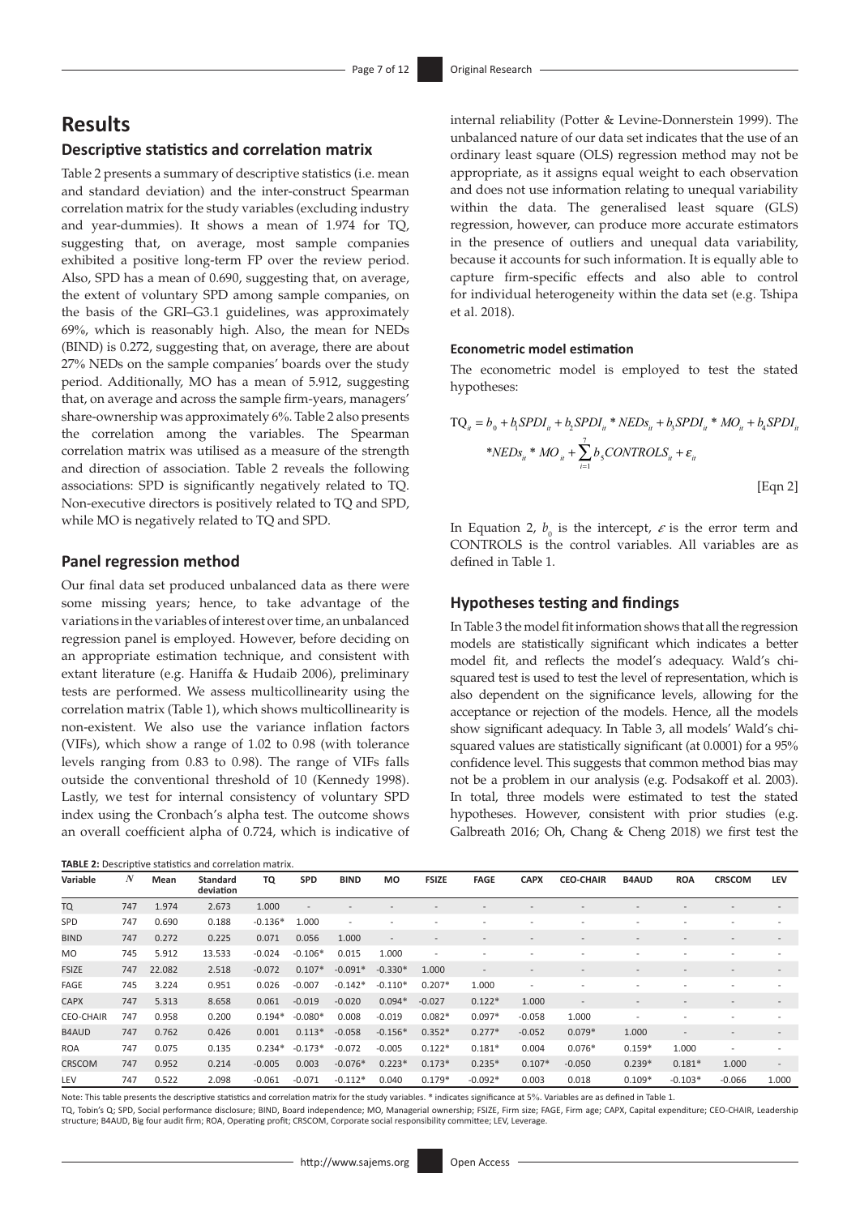# Results

## Descriptive statistics and correlation matrix

Table 2 presents a summary of descriptive statistics (i.e. mean and standard deviation) and the inter-construct Spearman correlation matrix for the study variables (excluding industry and year-dummies). It shows a mean of 1.974 for TQ, suggesting that, on average, most sample companies exhibited a positive long-term FP over the review period. Also, SPD has a mean of 0.690, suggesting that, on average, the extent of voluntary SPD among sample companies, on the basis of the GRI–G3.1 guidelines, was approximately 69%, which is reasonably high. Also, the mean for NEDs (BIND) is 0.272, suggesting that, on average, there are about 27% NEDs on the sample companies' boards over the study period. Additionally, MO has a mean of 5.912, suggesting that, on average and across the sample firm-years, managers' share-ownership was approximately 6%. Table 2 also presents the correlation among the variables. The Spearman correlation matrix was utilised as a measure of the strength and direction of association. Table 2 reveals the following associations: SPD is significantly negatively related to TQ. Non-executive directors is positively related to TQ and SPD, while MO is negatively related to TQ and SPD.

## Panel regression method

Our final data set produced unbalanced data as there were some missing years; hence, to take advantage of the variations in the variables of interest over time, an unbalanced regression panel is employed. However, before deciding on an appropriate estimation technique, and consistent with extant literature (e.g. Haniffa & Hudaib 2006), preliminary tests are performed. We assess multicollinearity using the correlation matrix (Table 1), which shows multicollinearity is non-existent. We also use the variance inflation factors (VIFs), which show a range of 1.02 to 0.98 (with tolerance levels ranging from 0.83 to 0.98). The range of VIFs falls outside the conventional threshold of 10 (Kennedy 1998). Lastly, we test for internal consistency of voluntary SPD index using the Cronbach's alpha test. The outcome shows an overall coefficient alpha of 0.724, which is indicative of internal reliability (Potter & Levine-Donnerstein 1999). The unbalanced nature of our data set indicates that the use of an ordinary least square (OLS) regression method may not be appropriate, as it assigns equal weight to each observation and does not use information relating to unequal variability within the data. The generalised least square (GLS) regression, however, can produce more accurate estimators in the presence of outliers and unequal data variability, because it accounts for such information. It is equally able to capture firm-specific effects and also able to control for individual heterogeneity within the data set (e.g. Tshipa et al. 2018).

### Econometric model estimation

The econometric model is employed to test the stated hypotheses:

$$TQ_{it} = b_0 + b_1 SPDI_{it} + b_2 SPDI_{it} * NEDs_{it} + b_3 SPDI_{it} * MO_{it} + b_4 SPDI_{it} * NEDs_{it} * MO_{it} + \sum_{i=1}^{7} b_5 CONTROLS_{it} + \varepsilon_{it} \quad \text{[Eqn 2]}$$

In Equation 2, $b_0$ is the intercept, $\varepsilon$ is the error term and CONTROLS is the control variables. All variables are as defined in Table 1.

## Hypotheses testing and findings

In Table 3 the model fit information shows that all the regression models are statistically significant which indicates a better model fit, and reflects the model's adequacy. Wald's chi-squared test is used to test the level of representation, which is also dependent on the significance levels, allowing for the acceptance or rejection of the models. Hence, all the models show significant adequacy. In Table 3, all models' Wald's chi-squared values are statistically significant (at 0.0001) for a 95% confidence level. This suggests that common method bias may not be a problem in our analysis (e.g. Podsakoff et al. 2003). In total, three models were estimated to test the stated hypotheses. However, consistent with prior studies (e.g. Galbreath 2016; Oh, Chang & Cheng 2018) we first test the

**TABLE 2:** Descriptive statistics and correlation matrix.

| Variable | $N$ | Mean | Standard deviation | TQ | SPD | BIND | MO | FSIZE | FAGE | CAPX | CEO-CHAIR | B4AUD | ROA | CRSCOM | LEV |
|---|---|---|---|---|---|---|---|---|---|---|---|---|---|---|---|
| TQ | 747 | 1.974 | 2.673 | 1.000 | - | - | - | - | - | - | - | - | - | - | - |
| SPD | 747 | 0.690 | 0.188 | -0.136* | 1.000 | - | - | - | - | - | - | - | - | - | - |
| BIND | 747 | 0.272 | 0.225 | 0.071 | 0.056 | 1.000 | - | - | - | - | - | - | - | - | - |
| MO | 745 | 5.912 | 13.533 | -0.024 | -0.106* | 0.015 | 1.000 | - | - | - | - | - | - | - | - |
| FSIZE | 747 | 22.082 | 2.518 | -0.072 | 0.107* | -0.091* | -0.330* | 1.000 | - | - | - | - | - | - | - |
| FAGE | 745 | 3.224 | 0.951 | 0.026 | -0.007 | -0.142* | -0.110* | 0.207* | 1.000 | - | - | - | - | - | - |
| CAPX | 747 | 5.313 | 8.658 | 0.061 | -0.019 | -0.020 | 0.094* | -0.027 | 0.122* | 1.000 | - | - | - | - | - |
| CEO-CHAIR | 747 | 0.958 | 0.200 | 0.194* | -0.080* | 0.008 | -0.019 | 0.082* | 0.097* | -0.058 | 1.000 | - | - | - | - |
| B4AUD | 747 | 0.762 | 0.426 | 0.001 | 0.113* | -0.058 | -0.156* | 0.352* | 0.277* | -0.052 | 0.079* | 1.000 | - | - | - |
| ROA | 747 | 0.075 | 0.135 | 0.234* | -0.173* | -0.072 | -0.005 | 0.122* | 0.181* | 0.004 | 0.076* | 0.159* | 1.000 | - | - |
| CRSCOM | 747 | 0.952 | 0.214 | -0.005 | 0.003 | -0.076* | 0.223* | 0.173* | 0.235* | 0.107* | -0.050 | 0.239* | 0.181* | 1.000 | - |
| LEV | 747 | 0.522 | 2.098 | -0.061 | -0.071 | -0.112* | 0.040 | 0.179* | -0.092* | 0.003 | 0.018 | 0.109* | -0.103* | -0.066 | 1.000 |

Note: This table presents the descriptive statistics and correlation matrix for the study variables. * indicates significance at 5%. Variables are as defined in Table 1.

TQ, Tobin's Q; SPD, Social performance disclosure; BIND, Board independence; MO, Managerial ownership; FSIZE, Firm size; FAGE, Firm age; CAPX, Capital expenditure; CEO-CHAIR, Leadership structure; B4AUD, Big four audit firm; ROA, Operating profit; CRSCOM, Corporate social responsibility committee; LEV, Leverage.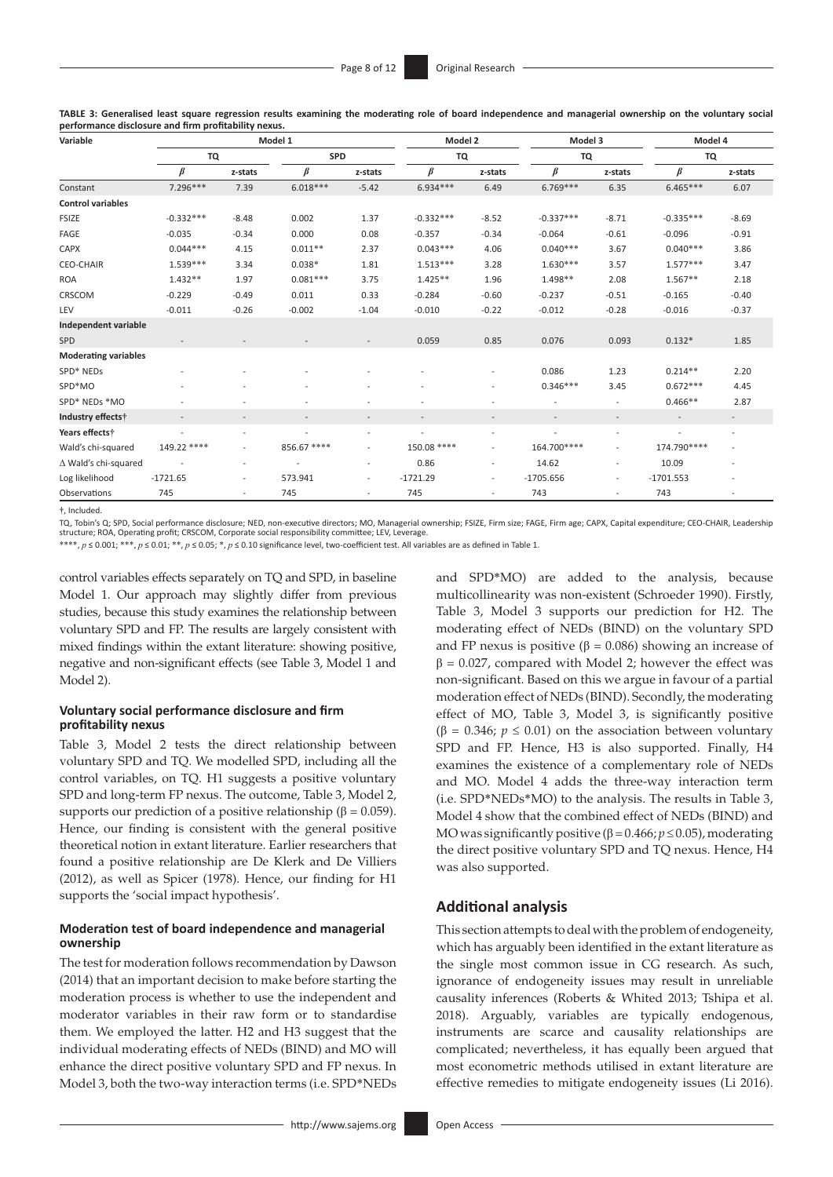**TABLE 3: Generalised least square regression results examining the moderating role of board independence and managerial ownership on the voluntary social performance disclosure and firm profitability nexus.**

| Variable | Model 1 | | | | Model 2 | | Model 3 | | Model 4 | |
|---|---|---|---|---|---|---|---|---|---|---|
| | TQ | | SPD | | TQ | | TQ | | TQ | |
| | $\beta$ | z-stats | $\beta$ | z-stats | $\beta$ | z-stats | $\beta$ | z-stats | $\beta$ | z-stats |
| Constant | 7.296*** | 7.39 | 6.018*** | -5.42 | 6.934*** | 6.49 | 6.769*** | 6.35 | 6.465*** | 6.07 |
| **Control variables** | | | | | | | | | | |
| FSIZE | -0.332*** | -8.48 | 0.002 | 1.37 | -0.332*** | -8.52 | -0.337*** | -8.71 | -0.335*** | -8.69 |
| FAGE | -0.035 | -0.34 | 0.000 | 0.08 | -0.357 | -0.34 | -0.064 | -0.61 | -0.096 | -0.91 |
| CAPX | 0.044*** | 4.15 | 0.011** | 2.37 | 0.043*** | 4.06 | 0.040*** | 3.67 | 0.040*** | 3.86 |
| CEO-CHAIR | 1.539*** | 3.34 | 0.038* | 1.81 | 1.513*** | 3.28 | 1.630*** | 3.57 | 1.577*** | 3.47 |
| ROA | 1.432** | 1.97 | 0.081*** | 3.75 | 1.425** | 1.96 | 1.498** | 2.08 | 1.567** | 2.18 |
| CRSCOM | -0.229 | -0.49 | 0.011 | 0.33 | -0.284 | -0.60 | -0.237 | -0.51 | -0.165 | -0.40 |
| LEV | -0.011 | -0.26 | -0.002 | -1.04 | -0.010 | -0.22 | -0.012 | -0.28 | -0.016 | -0.37 |
| **Independent variable** | | | | | | | | | | |
| SPD | - | - | - | - | 0.059 | 0.85 | 0.076 | 0.093 | 0.132* | 1.85 |
| **Moderating variables** | | | | | | | | | | |
| SPD* NEDs | - | - | - | - | - | - | 0.086 | 1.23 | 0.214** | 2.20 |
| SPD*MO | - | - | - | - | - | - | 0.346*** | 3.45 | 0.672*** | 4.45 |
| SPD* NEDs *MO | - | - | - | - | - | - | - | - | 0.466** | 2.87 |
| **Industry effects**† | - | - | - | - | - | - | - | - | - | - |
| **Years effects**† | - | - | - | - | - | - | - | - | - | - |
| Wald's chi-squared | 149.22 **** | - | 856.67 **** | - | 150.08 **** | - | 164.700**** | - | 174.790**** | - |
| Δ Wald's chi-squared | - | - | - | - | 0.86 | - | 14.62 | - | 10.09 | - |
| Log likelihood | -1721.65 | - | 573.941 | - | -1721.29 | - | -1705.656 | - | -1701.553 | - |
| Observations | 745 | - | 745 | - | 745 | - | 743 | - | 743 | - |

†, Included.

TQ, Tobin's Q; SPD, Social performance disclosure; NED, non-executive directors; MO, Managerial ownership; FSIZE, Firm size; FAGE, Firm age; CAPX, Capital expenditure; CEO-CHAIR, Leadership structure; ROA, Operating profit; CRSCOM, Corporate social responsibility committee; LEV, Leverage.

****, $p \leq 0.001$; ***, $p \leq 0.01$; **, $p \leq 0.05$; *, $p \leq 0.10$ significance level, two-coefficient test. All variables are as defined in Table 1.

control variables effects separately on TQ and SPD, in baseline Model 1. Our approach may slightly differ from previous studies, because this study examines the relationship between voluntary SPD and FP. The results are largely consistent with mixed findings within the extant literature: showing positive, negative and non-significant effects (see Table 3, Model 1 and Model 2).

### Voluntary social performance disclosure and firm profitability nexus

Table 3, Model 2 tests the direct relationship between voluntary SPD and TQ. We modelled SPD, including all the control variables, on TQ. H1 suggests a positive voluntary SPD and long-term FP nexus. The outcome, Table 3, Model 2, supports our prediction of a positive relationship ($\beta = 0.059$). Hence, our finding is consistent with the general positive theoretical notion in extant literature. Earlier researchers that found a positive relationship are De Klerk and De Villiers (2012), as well as Spicer (1978). Hence, our finding for H1 supports the 'social impact hypothesis'.

### Moderation test of board independence and managerial ownership

The test for moderation follows recommendation by Dawson (2014) that an important decision to make before starting the moderation process is whether to use the independent and moderator variables in their raw form or to standardise them. We employed the latter. H2 and H3 suggest that the individual moderating effects of NEDs (BIND) and MO will enhance the direct positive voluntary SPD and FP nexus. In Model 3, both the two-way interaction terms (i.e. SPD*NEDs and SPD*MO) are added to the analysis, because multicollinearity was non-existent (Schroeder 1990). Firstly, Table 3, Model 3 supports our prediction for H2. The moderating effect of NEDs (BIND) on the voluntary SPD and FP nexus is positive ($\beta = 0.086$) showing an increase of $\beta = 0.027$, compared with Model 2; however the effect was non-significant. Based on this we argue in favour of a partial moderation effect of NEDs (BIND). Secondly, the moderating effect of MO, Table 3, Model 3, is significantly positive ($\beta = 0.346$; $p \leq 0.01$) on the association between voluntary SPD and FP. Hence, H3 is also supported. Finally, H4 examines the existence of a complementary role of NEDs and MO. Model 4 adds the three-way interaction term (i.e. SPD*NEDs*MO) to the analysis. The results in Table 3, Model 4 show that the combined effect of NEDs (BIND) and MO was significantly positive ($\beta = 0.466$; $p \leq 0.05$), moderating the direct positive voluntary SPD and TQ nexus. Hence, H4 was also supported.

## Additional analysis

This section attempts to deal with the problem of endogeneity, which has arguably been identified in the extant literature as the single most common issue in CG research. As such, ignorance of endogeneity issues may result in unreliable causality inferences (Roberts & Whited 2013; Tshipa et al. 2018). Arguably, variables are typically endogenous, instruments are scarce and causality relationships are complicated; nevertheless, it has equally been argued that most econometric methods utilised in extant literature are effective remedies to mitigate endogeneity issues (Li 2016).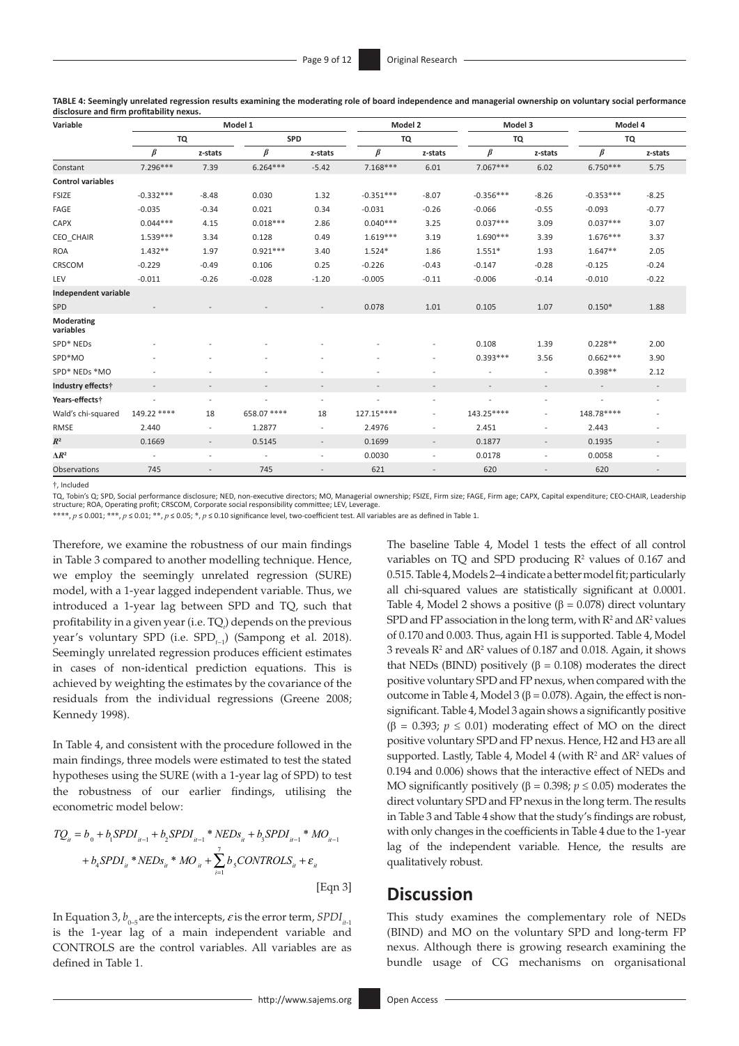**TABLE 4: Seemingly unrelated regression results examining the moderating role of board independence and managerial ownership on voluntary social performance disclosure and firm profitability nexus.**

| Variable | Model 1 | | | | Model 2 | | Model 3 | | Model 4 | |
|---|---|---|---|---|---|---|---|---|---|---|
| | TQ | | SPD | | TQ | | TQ | | TQ | |
| | $\beta$ | z-stats | $\beta$ | z-stats | $\beta$ | z-stats | $\beta$ | z-stats | $\beta$ | z-stats |
| Constant | 7.296*** | 7.39 | 6.264*** | -5.42 | 7.168*** | 6.01 | 7.067*** | 6.02 | 6.750*** | 5.75 |
| **Control variables** | | | | | | | | | | |
| FSIZE | -0.332*** | -8.48 | 0.030 | 1.32 | -0.351*** | -8.07 | -0.356*** | -8.26 | -0.353*** | -8.25 |
| FAGE | -0.035 | -0.34 | 0.021 | 0.34 | -0.031 | -0.26 | -0.066 | -0.55 | -0.093 | -0.77 |
| CAPX | 0.044*** | 4.15 | 0.018*** | 2.86 | 0.040*** | 3.25 | 0.037*** | 3.09 | 0.037*** | 3.07 |
| CEO_CHAIR | 1.539*** | 3.34 | 0.128 | 0.49 | 1.619*** | 3.19 | 1.690*** | 3.39 | 1.676*** | 3.37 |
| ROA | 1.432** | 1.97 | 0.921*** | 3.40 | 1.524* | 1.86 | 1.551* | 1.93 | 1.647** | 2.05 |
| CRSCOM | -0.229 | -0.49 | 0.106 | 0.25 | -0.226 | -0.43 | -0.147 | -0.28 | -0.125 | -0.24 |
| LEV | -0.011 | -0.26 | -0.028 | -1.20 | -0.005 | -0.11 | -0.006 | -0.14 | -0.010 | -0.22 |
| **Independent variable** | | | | | | | | | | |
| SPD | - | - | - | - | 0.078 | 1.01 | 0.105 | 1.07 | 0.150* | 1.88 |
| **Moderating variables** | | | | | | | | | | |
| SPD* NEDs | - | - | - | - | - | - | 0.108 | 1.39 | 0.228** | 2.00 |
| SPD*MO | - | - | - | - | - | - | 0.393*** | 3.56 | 0.662*** | 3.90 |
| SPD* NEDs *MO | - | - | - | - | - | - | - | - | 0.398** | 2.12 |
| **Industry effects†** | - | - | - | - | - | - | - | - | - | - |
| **Years-effects†** | - | - | - | - | - | - | - | - | - | - |
| Wald's chi-squared | 149.22 **** | 18 | 658.07 **** | 18 | 127.15**** | - | 143.25**** | - | 148.78**** | - |
| RMSE | 2.440 | - | 1.2877 | - | 2.4976 | - | 2.451 | - | 2.443 | - |
| $R^2$ | 0.1669 | - | 0.5145 | - | 0.1699 | - | 0.1877 | - | 0.1935 | - |
| $\Delta R^2$ | - | - | - | - | 0.0030 | - | 0.0178 | - | 0.0058 | - |
| Observations | 745 | - | 745 | - | 621 | - | 620 | - | 620 | - |

†, Included

TQ, Tobin's Q; SPD, Social performance disclosure; NED, non-executive directors; MO, Managerial ownership; FSIZE, Firm size; FAGE, Firm age; CAPX, Capital expenditure; CEO-CHAIR, Leadership structure; ROA, Operating profit; CRSCOM, Corporate social responsibility committee; LEV, Leverage.

****, $p \leq 0.001$; ***, $p \leq 0.01$; **, $p \leq 0.05$; *, $p \leq 0.10$ significance level, two-coefficient test. All variables are as defined in Table 1.

Therefore, we examine the robustness of our main findings in Table 3 compared to another modelling technique. Hence, we employ the seemingly unrelated regression (SURE) model, with a 1-year lagged independent variable. Thus, we introduced a 1-year lag between SPD and TQ, such that profitability in a given year (i.e. $TQ_t$) depends on the previous year's voluntary SPD (i.e. $SPD_{t-1}$) (Sampong et al. 2018). Seemingly unrelated regression produces efficient estimates in cases of non-identical prediction equations. This is achieved by weighting the estimates by the covariance of the residuals from the individual regressions (Greene 2008; Kennedy 1998).

In Table 4, and consistent with the procedure followed in the main findings, three models were estimated to test the stated hypotheses using the SURE (with a 1-year lag of SPD) to test the robustness of our earlier findings, utilising the econometric model below:

$$TQ_{it} = b_0 + b_1 SPDI_{it-1} + b_2 SPDI_{it-1} * NEDs_{it} + b_3 SPDI_{it-1} * MO_{it-1} + b_4 SPDI_{it} * NEDs_{it} * MO_{it} + \sum_{i=1}^{7} b_5 CONTROLS_{it} + \varepsilon_{it} \quad \text{[Eqn 3]}$$

In Equation 3, $b_{0-5}$ are the intercepts, $\varepsilon$ is the error term, $SPDI_{it-1}$ is the 1-year lag of a main independent variable and CONTROLS are the control variables. All variables are as defined in Table 1.

The baseline Table 4, Model 1 tests the effect of all control variables on TQ and SPD producing $R^2$ values of 0.167 and 0.515. Table 4, Models 2–4 indicate a better model fit; particularly all chi-squared values are statistically significant at 0.0001. Table 4, Model 2 shows a positive ($\beta = 0.078$) direct voluntary SPD and FP association in the long term, with $R^2$ and $\Delta R^2$ values of 0.170 and 0.003. Thus, again H1 is supported. Table 4, Model 3 reveals $R^2$ and $\Delta R^2$ values of 0.187 and 0.018. Again, it shows that NEDs (BIND) positively ($\beta = 0.108$) moderates the direct positive voluntary SPD and FP nexus, when compared with the outcome in Table 4, Model 3 ($\beta = 0.078$). Again, the effect is non-significant. Table 4, Model 3 again shows a significantly positive ($\beta = 0.393$; $p \leq 0.01$) moderating effect of MO on the direct positive voluntary SPD and FP nexus. Hence, H2 and H3 are all supported. Lastly, Table 4, Model 4 (with $R^2$ and $\Delta R^2$ values of 0.194 and 0.006) shows that the interactive effect of NEDs and MO significantly positively ($\beta = 0.398$; $p \leq 0.05$) moderates the direct voluntary SPD and FP nexus in the long term. The results in Table 3 and Table 4 show that the study's findings are robust, with only changes in the coefficients in Table 4 due to the 1-year lag of the independent variable. Hence, the results are qualitatively robust.

## Discussion

This study examines the complementary role of NEDs (BIND) and MO on the voluntary SPD and long-term FP nexus. Although there is growing research examining the bundle usage of CG mechanisms on organisational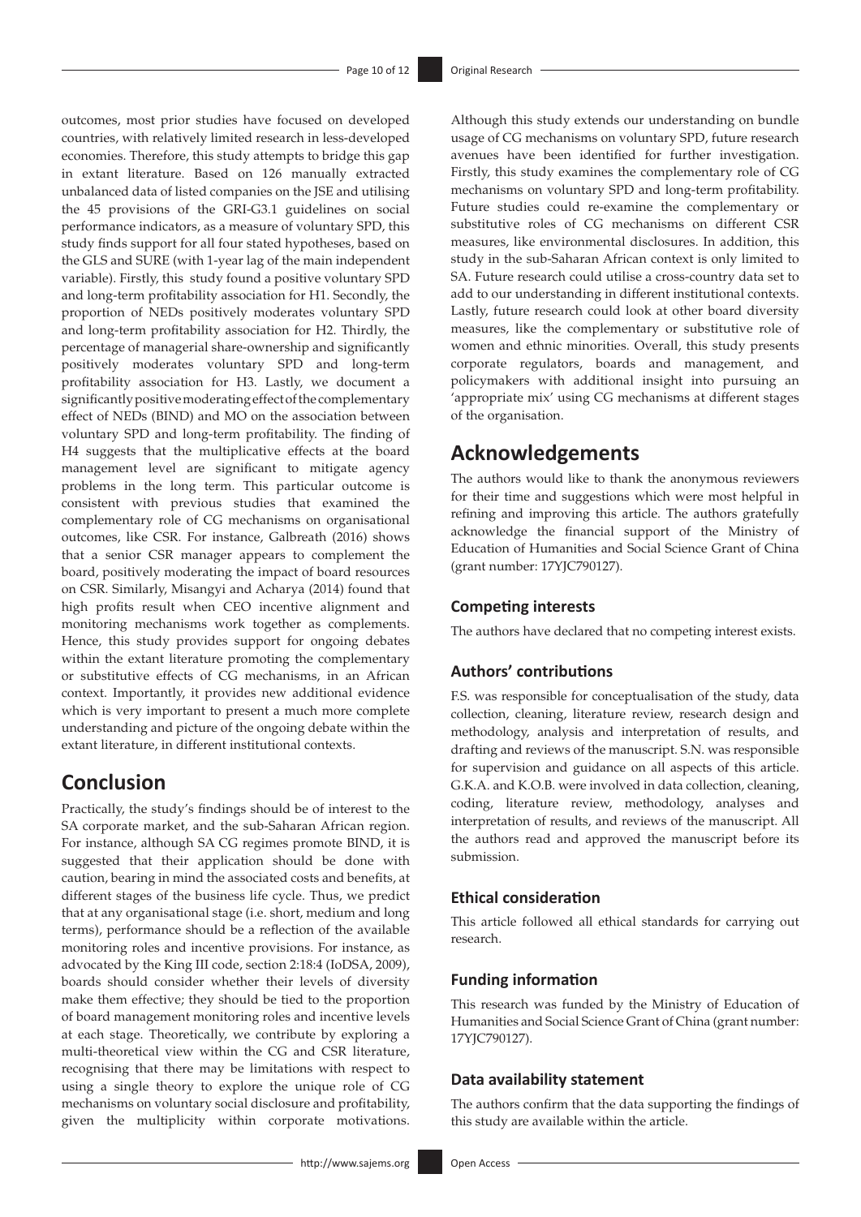outcomes, most prior studies have focused on developed countries, with relatively limited research in less-developed economies. Therefore, this study attempts to bridge this gap in extant literature. Based on 126 manually extracted unbalanced data of listed companies on the JSE and utilising the 45 provisions of the GRI-G3.1 guidelines on social performance indicators, as a measure of voluntary SPD, this study finds support for all four stated hypotheses, based on the GLS and SURE (with 1-year lag of the main independent variable). Firstly, this study found a positive voluntary SPD and long-term profitability association for H1. Secondly, the proportion of NEDs positively moderates voluntary SPD and long-term profitability association for H2. Thirdly, the percentage of managerial share-ownership and significantly positively moderates voluntary SPD and long-term profitability association for H3. Lastly, we document a significantly positive moderating effect of the complementary effect of NEDs (BIND) and MO on the association between voluntary SPD and long-term profitability. The finding of H4 suggests that the multiplicative effects at the board management level are significant to mitigate agency problems in the long term. This particular outcome is consistent with previous studies that examined the complementary role of CG mechanisms on organisational outcomes, like CSR. For instance, Galbreath (2016) shows that a senior CSR manager appears to complement the board, positively moderating the impact of board resources on CSR. Similarly, Misangyi and Acharya (2014) found that high profits result when CEO incentive alignment and monitoring mechanisms work together as complements. Hence, this study provides support for ongoing debates within the extant literature promoting the complementary or substitutive effects of CG mechanisms, in an African context. Importantly, it provides new additional evidence which is very important to present a much more complete understanding and picture of the ongoing debate within the extant literature, in different institutional contexts.

## Conclusion

Practically, the study's findings should be of interest to the SA corporate market, and the sub-Saharan African region. For instance, although SA CG regimes promote BIND, it is suggested that their application should be done with caution, bearing in mind the associated costs and benefits, at different stages of the business life cycle. Thus, we predict that at any organisational stage (i.e. short, medium and long terms), performance should be a reflection of the available monitoring roles and incentive provisions. For instance, as advocated by the King III code, section 2:18:4 (IoDSA, 2009), boards should consider whether their levels of diversity make them effective; they should be tied to the proportion of board management monitoring roles and incentive levels at each stage. Theoretically, we contribute by exploring a multi-theoretical view within the CG and CSR literature, recognising that there may be limitations with respect to using a single theory to explore the unique role of CG mechanisms on voluntary social disclosure and profitability, given the multiplicity within corporate motivations. Although this study extends our understanding on bundle usage of CG mechanisms on voluntary SPD, future research avenues have been identified for further investigation. Firstly, this study examines the complementary role of CG mechanisms on voluntary SPD and long-term profitability. Future studies could re-examine the complementary or substitutive roles of CG mechanisms on different CSR measures, like environmental disclosures. In addition, this study in the sub-Saharan African context is only limited to SA. Future research could utilise a cross-country data set to add to our understanding in different institutional contexts. Lastly, future research could look at other board diversity measures, like the complementary or substitutive role of women and ethnic minorities. Overall, this study presents corporate regulators, boards and management, and policymakers with additional insight into pursuing an 'appropriate mix' using CG mechanisms at different stages of the organisation.

## Acknowledgements

The authors would like to thank the anonymous reviewers for their time and suggestions which were most helpful in refining and improving this article. The authors gratefully acknowledge the financial support of the Ministry of Education of Humanities and Social Science Grant of China (grant number: 17YJC790127).

### Competing interests

The authors have declared that no competing interest exists.

### Authors' contributions

F.S. was responsible for conceptualisation of the study, data collection, cleaning, literature review, research design and methodology, analysis and interpretation of results, and drafting and reviews of the manuscript. S.N. was responsible for supervision and guidance on all aspects of this article. G.K.A. and K.O.B. were involved in data collection, cleaning, coding, literature review, methodology, analyses and interpretation of results, and reviews of the manuscript. All the authors read and approved the manuscript before its submission.

### Ethical consideration

This article followed all ethical standards for carrying out research.

### Funding information

This research was funded by the Ministry of Education of Humanities and Social Science Grant of China (grant number: 17YJC790127).

### Data availability statement

The authors confirm that the data supporting the findings of this study are available within the article.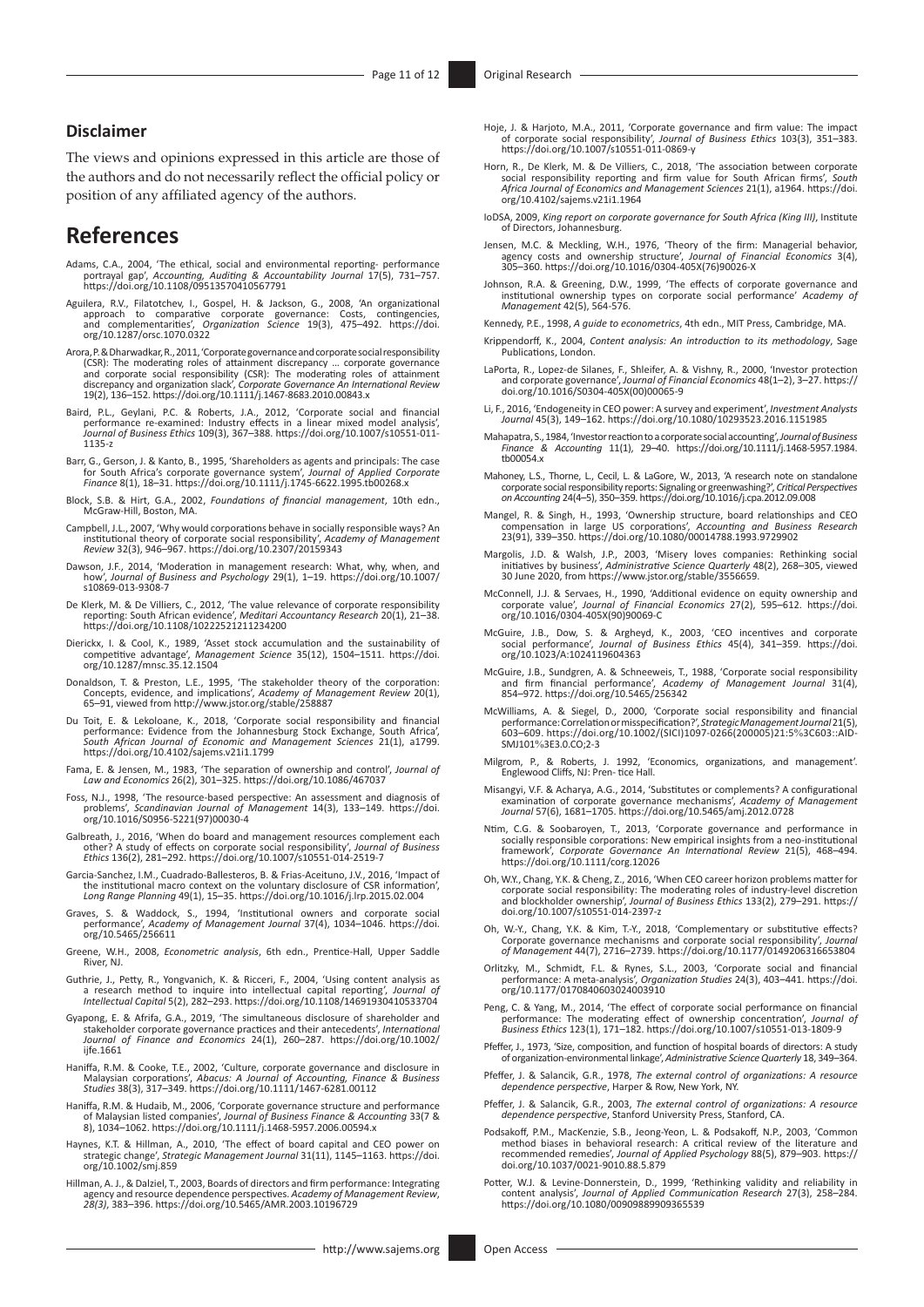## Disclaimer

The views and opinions expressed in this article are those of the authors and do not necessarily reflect the official policy or position of any affiliated agency of the authors.

# References

Adams, C.A., 2004, 'The ethical, social and environmental reporting- performance portrayal gap', *Accounting, Auditing & Accountability Journal* 17(5), 731–757. https://doi.org/10.1108/09513570410567791

Aguilera, R.V., Filatotchev, I., Gospel, H. & Jackson, G., 2008, 'An organizational approach to comparative corporate governance: Costs, contingencies, and complementarities', *Organization Science* 19(3), 475–492. https://doi.org/10.1287/orsc.1070.0322

Arora, P. & Dharwadkar, R., 2011, 'Corporate governance and corporate social responsibility (CSR): The moderating roles of attainment discrepancy ... corporate governance and corporate social responsibility (CSR): The moderating roles of attainment discrepancy and organization slack', *Corporate Governance An International Review* 19(2), 136–152. https://doi.org/10.1111/j.1467-8683.2010.00843.x

Baird, P.L., Geylani, P.C. & Roberts, J.A., 2012, 'Corporate social and financial performance re-examined: Industry effects in a linear mixed model analysis', *Journal of Business Ethics* 109(3), 367–388. https://doi.org/10.1007/s10551-011-1135-z

Barr, G., Gerson, J. & Kanto, B., 1995, 'Shareholders as agents and principals: The case for South Africa's corporate governance system', *Journal of Applied Corporate Finance* 8(1), 18–31. https://doi.org/10.1111/j.1745-6622.1995.tb00268.x

Block, S.B. & Hirt, G.A., 2002, *Foundations of financial management*, 10th edn., McGraw-Hill, Boston, MA.

Campbell, J.L., 2007, 'Why would corporations behave in socially responsible ways? An institutional theory of corporate social responsibility', *Academy of Management Review* 32(3), 946–967. https://doi.org/10.2307/20159343

Dawson, J.F., 2014, 'Moderation in management research: What, why, when, and how', *Journal of Business and Psychology* 29(1), 1–19. https://doi.org/10.1007/s10869-013-9308-7

De Klerk, M. & De Villiers, C., 2012, 'The value relevance of corporate responsibility reporting: South African evidence', *Meditari Accountancy Research* 20(1), 21–38. https://doi.org/10.1108/10222521211234200

Dierickx, I. & Cool, K., 1989, 'Asset stock accumulation and the sustainability of competitive advantage', *Management Science* 35(12), 1504–1511. https://doi.org/10.1287/mnsc.35.12.1504

Donaldson, T. & Preston, L.E., 1995, 'The stakeholder theory of the corporation: Concepts, evidence, and implications', *Academy of Management Review* 20(1), 65–91, viewed from http://www.jstor.org/stable/258887

Du Toit, E. & Lekoloane, K., 2018, 'Corporate social responsibility and financial performance: Evidence from the Johannesburg Stock Exchange, South Africa', *South African Journal of Economic and Management Sciences* 21(1), a1799. https://doi.org/10.4102/sajems.v21i1.1799

Fama, E. & Jensen, M., 1983, 'The separation of ownership and control', *Journal of Law and Economics* 26(2), 301–325. https://doi.org/10.1086/467037

Foss, N.J., 1998, 'The resource-based perspective: An assessment and diagnosis of problems', *Scandinavian Journal of Management* 14(3), 133–149. https://doi.org/10.1016/S0956-5221(97)00030-4

Galbreath, J., 2016, 'When do board and management resources complement each other? A study of effects on corporate social responsibility', *Journal of Business Ethics* 136(2), 281–292. https://doi.org/10.1007/s10551-014-2519-7

Garcia-Sanchez, I.M., Cuadrado-Ballesteros, B. & Frias-Aceituno, J.V., 2016, 'Impact of the institutional macro context on the voluntary disclosure of CSR information', *Long Range Planning* 49(1), 15–35. https://doi.org/10.1016/j.lrp.2015.02.004

Graves, S. & Waddock, S., 1994, 'Institutional owners and corporate social performance', *Academy of Management Journal* 37(4), 1034–1046. https://doi.org/10.5465/256611

Greene, W.H., 2008, *Econometric analysis*, 6th edn., Prentice-Hall, Upper Saddle River, NJ.

Guthrie, J., Petty, R., Yongvanich, K. & Ricceri, F., 2004, 'Using content analysis as a research method to inquire into intellectual capital reporting', *Journal of Intellectual Capital* 5(2), 282–293. https://doi.org/10.1108/14691930410533704

Gyapong, E. & Afrifa, G.A., 2019, 'The simultaneous disclosure of shareholder and stakeholder corporate governance practices and their antecedents', *International Journal of Finance and Economics* 24(1), 260–287. https://doi.org/10.1002/ijfe.1661

Haniffa, R.M. & Cooke, T.E., 2002, 'Culture, corporate governance and disclosure in Malaysian corporations', *Abacus: A Journal of Accounting, Finance & Business Studies* 38(3), 317–349. https://doi.org/10.1111/1467-6281.00112

Haniffa, R.M. & Hudaib, M., 2006, 'Corporate governance structure and performance of Malaysian listed companies', *Journal of Business Finance & Accounting* 33(7 & 8), 1034–1062. https://doi.org/10.1111/j.1468-5957.2006.00594.x

Haynes, K.T. & Hillman, A., 2010, 'The effect of board capital and CEO power on strategic change', *Strategic Management Journal* 31(11), 1145–1163. https://doi.org/10.1002/smj.859

Hillman, A. J., & Dalziel, T., 2003, Boards of directors and firm performance: Integrating agency and resource dependence perspectives. *Academy of Management Review, 28(3)*, 383–396. https://doi.org/10.5465/AMR.2003.10196729

Hoje, J. & Harjoto, M.A., 2011, 'Corporate governance and firm value: The impact of corporate social responsibility', *Journal of Business Ethics* 103(3), 351–383. https://doi.org/10.1007/s10551-011-0869-y

Horn, R., De Klerk, M. & De Villiers, C., 2018, 'The association between corporate social responsibility reporting and firm value for South African firms', *South Africa Journal of Economics and Management Sciences* 21(1), a1964. https://doi.org/10.4102/sajems.v21i1.1964

IoDSA, 2009, *King report on corporate governance for South Africa (King III)*, Institute of Directors, Johannesburg.

Jensen, M.C. & Meckling, W.H., 1976, 'Theory of the firm: Managerial behavior, agency costs and ownership structure', *Journal of Financial Economics* 3(4), 305–360. https://doi.org/10.1016/0304-405X(76)90026-X

Johnson, R.A. & Greening, D.W., 1999, 'The effects of corporate governance and institutional ownership types on corporate social performance' *Academy of Management* 42(5), 564-576.

Kennedy, P.E., 1998, *A guide to econometrics*, 4th edn., MIT Press, Cambridge, MA.

Krippendorff, K., 2004, *Content analysis: An introduction to its methodology*, Sage Publications, London.

LaPorta, R., Lopez-de Silanes, F., Shleifer, A. & Vishny, R., 2000, 'Investor protection and corporate governance', *Journal of Financial Economics* 48(1–2), 3–27. https://doi.org/10.1016/S0304-405X(00)00065-9

Li, F., 2016, 'Endogeneity in CEO power: A survey and experiment', *Investment Analysts Journal* 45(3), 149–162. https://doi.org/10.1080/10293523.2016.1151985

Mahapatra, S., 1984, 'Investor reaction to a corporate social accounting', *Journal of Business Finance & Accounting* 11(1), 29–40. https://doi.org/10.1111/j.1468-5957.1984.tb00054.x

Mahoney, L.S., Thorne, L., Cecil, L. & LaGore, W., 2013, 'A research note on standalone corporate social responsibility reports: Signaling or greenwashing?', *Critical Perspectives on Accounting* 24(4–5), 350–359. https://doi.org/10.1016/j.cpa.2012.09.008

Mangel, R. & Singh, H., 1993, 'Ownership structure, board relationships and CEO compensation in large US corporations', *Accounting and Business Research* 23(91), 339–350. https://doi.org/10.1080/00014788.1993.9729902

Margolis, J.D. & Walsh, J.P., 2003, 'Misery loves companies: Rethinking social initiatives by business', *Administrative Science Quarterly* 48(2), 268–305, viewed 30 June 2020, from https://www.jstor.org/stable/3556659.

McConnell, J.J. & Servaes, H., 1990, 'Additional evidence on equity ownership and corporate value', *Journal of Financial Economics* 27(2), 595–612. https://doi.org/10.1016/0304-405X(90)90069-C

McGuire, J.B., Dow, S. & Argheyd, K., 2003, 'CEO incentives and corporate social performance', *Journal of Business Ethics* 45(4), 341–359. https://doi.org/10.1023/A:1024119604363

McGuire, J.B., Sundgren, A. & Schneeweis, T., 1988, 'Corporate social responsibility and firm financial performance', *Academy of Management Journal* 31(4), 854–972. https://doi.org/10.5465/256342

McWilliams, A. & Siegel, D., 2000, 'Corporate social responsibility and financial performance: Correlation or misspecification?', *Strategic Management Journal* 21(5), 603–609. https://doi.org/10.1002/(SICI)1097-0266(200005)21:5%3C603::AID-SMJ101%3E3.0.CO;2-3

Milgrom, P., & Roberts, J. 1992, 'Economics, organizations, and management'. Englewood Cliffs, NJ: Pren- tice Hall.

Misangyi, V.F. & Acharya, A.G., 2014, 'Substitutes or complements? A configurational examination of corporate governance mechanisms', *Academy of Management Journal* 57(6), 1681–1705. https://doi.org/10.5465/amj.2012.0728

Ntim, C.G. & Soobaroyen, T., 2013, 'Corporate governance and performance in socially responsible corporations: New empirical insights from a neo-institutional framework', *Corporate Governance An International Review* 21(5), 468–494. https://doi.org/10.1111/corg.12026

Oh, W.Y., Chang, Y.K. & Cheng, Z., 2016, 'When CEO career horizon problems matter for corporate social responsibility: The moderating roles of industry-level discretion and blockholder ownership', *Journal of Business Ethics* 133(2), 279–291. https://doi.org/10.1007/s10551-014-2397-z

Oh, W.-Y., Chang, Y.K. & Kim, T.-Y., 2018, 'Complementary or substitutive effects? Corporate governance mechanisms and corporate social responsibility', *Journal of Management* 44(7), 2716–2739. https://doi.org/10.1177/0149206316653804

Orlitzky, M., Schmidt, F.L. & Rynes, S.L., 2003, 'Corporate social and financial performance: A meta-analysis', *Organization Studies* 24(3), 403–441. https://doi.org/10.1177/0170840603024003910

Peng, C. & Yang, M., 2014, 'The effect of corporate social performance on financial performance: The moderating effect of ownership concentration', *Journal of Business Ethics* 123(1), 171–182. https://doi.org/10.1007/s10551-013-1809-9

Pfeffer, J., 1973, 'Size, composition, and function of hospital boards of directors: A study of organization-environmental linkage', *Administrative Science Quarterly* 18, 349–364.

Pfeffer, J. & Salancik, G.R., 1978, *The external control of organizations: A resource dependence perspective*, Harper & Row, New York, NY.

Pfeffer, J. & Salancik, G.R., 2003, *The external control of organizations: A resource dependence perspective*, Stanford University Press, Stanford, CA.

Podsakoff, P.M., MacKenzie, S.B., Jeong-Yeon, L. & Podsakoff, N.P., 2003, 'Common method biases in behavioral research: A critical review of the literature and recommended remedies', *Journal of Applied Psychology* 88(5), 879–903. https://doi.org/10.1037/0021-9010.88.5.879

Potter, W.J. & Levine-Donnerstein, D., 1999, 'Rethinking validity and reliability in content analysis', *Journal of Applied Communication Research* 27(3), 258–284. https://doi.org/10.1080/00909889909365539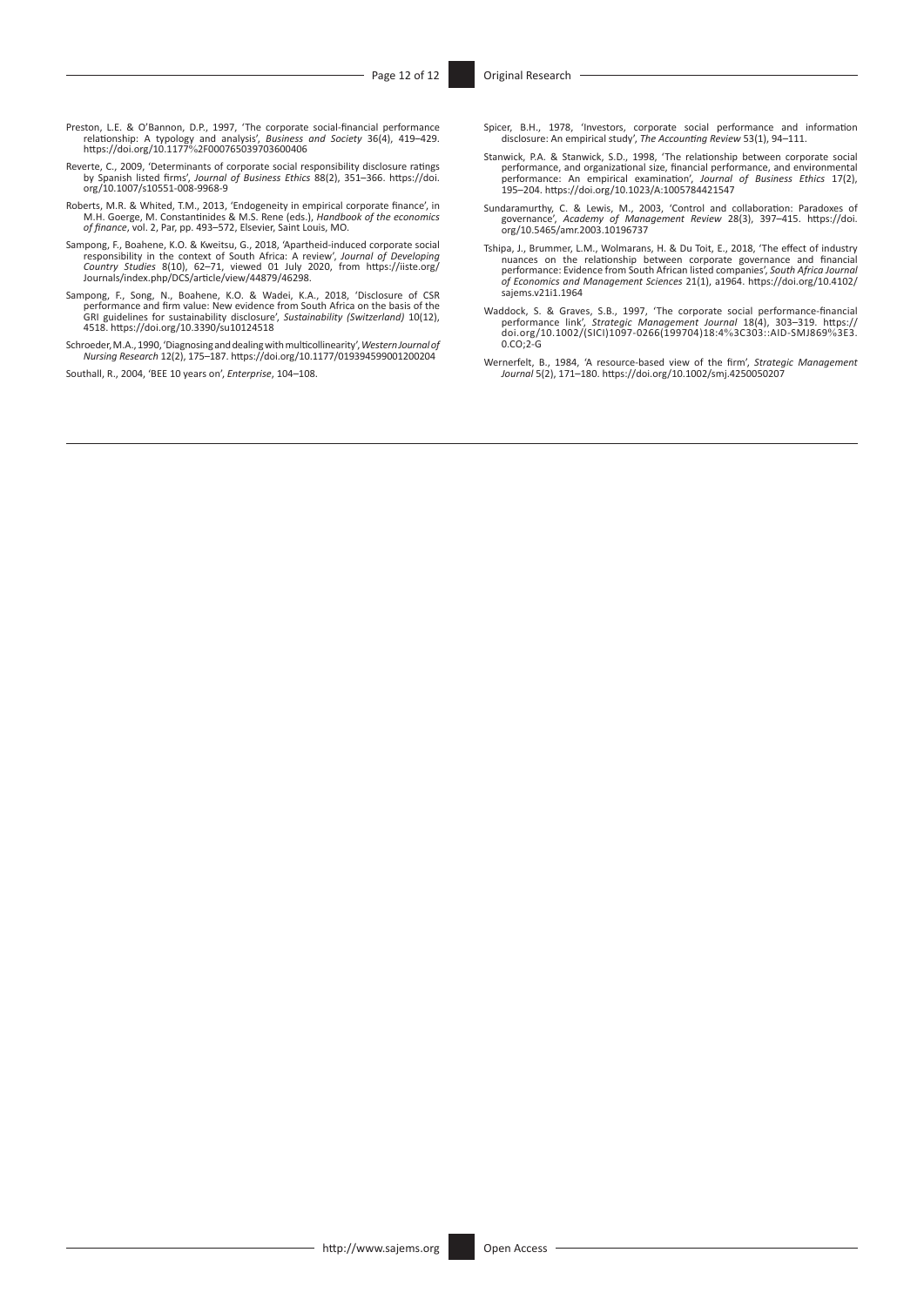Preston, L.E. & O'Bannon, D.P., 1997, 'The corporate social-financial performance relationship: A typology and analysis', *Business and Society* 36(4), 419–429. https://doi.org/10.1177%2F000765039703600406

Reverte, C., 2009, 'Determinants of corporate social responsibility disclosure ratings by Spanish listed firms', *Journal of Business Ethics* 88(2), 351–366. https://doi.org/10.1007/s10551-008-9968-9

Roberts, M.R. & Whited, T.M., 2013, 'Endogeneity in empirical corporate finance', in M.H. Goerge, M. Constantinides & M.S. Rene (eds.), *Handbook of the economics of finance*, vol. 2, Par, pp. 493–572, Elsevier, Saint Louis, MO.

Sampong, F., Boahene, K.O. & Kweitsu, G., 2018, 'Apartheid-induced corporate social responsibility in the context of South Africa: A review', *Journal of Developing Country Studies* 8(10), 62–71, viewed 01 July 2020, from https://iiste.org/Journals/index.php/DCS/article/view/44879/46298.

Sampong, F., Song, N., Boahene, K.O. & Wadei, K.A., 2018, 'Disclosure of CSR performance and firm value: New evidence from South Africa on the basis of the GRI guidelines for sustainability disclosure', *Sustainability (Switzerland)* 10(12), 4518. https://doi.org/10.3390/su10124518

Schroeder, M.A., 1990, 'Diagnosing and dealing with multicollinearity', *Western Journal of Nursing Research* 12(2), 175–187. https://doi.org/10.1177/019394599001200204

Southall, R., 2004, 'BEE 10 years on', *Enterprise*, 104–108.

Spicer, B.H., 1978, 'Investors, corporate social performance and information disclosure: An empirical study', *The Accounting Review* 53(1), 94–111.

Stanwick, P.A. & Stanwick, S.D., 1998, 'The relationship between corporate social performance, and organizational size, financial performance, and environmental performance: An empirical examination', *Journal of Business Ethics* 17(2), 195–204. https://doi.org/10.1023/A:1005784421547

Sundaramurthy, C. & Lewis, M., 2003, 'Control and collaboration: Paradoxes of governance', *Academy of Management Review* 28(3), 397–415. https://doi.org/10.5465/amr.2003.10196737

Tshipa, J., Brummer, L.M., Wolmarans, H. & Du Toit, E., 2018, 'The effect of industry nuances on the relationship between corporate governance and financial performance: Evidence from South African listed companies', *South Africa Journal of Economics and Management Sciences* 21(1), a1964. https://doi.org/10.4102/sajems.v21i1.1964

Waddock, S. & Graves, S.B., 1997, 'The corporate social performance-financial performance link', *Strategic Management Journal* 18(4), 303–319. https://doi.org/10.1002/(SICI)1097-0266(199704)18:4%3C303::AID-SMJ869%3E3.0.CO;2-G

Wernerfelt, B., 1984, 'A resource-based view of the firm', *Strategic Management Journal* 5(2), 171–180. https://doi.org/10.1002/smj.4250050207